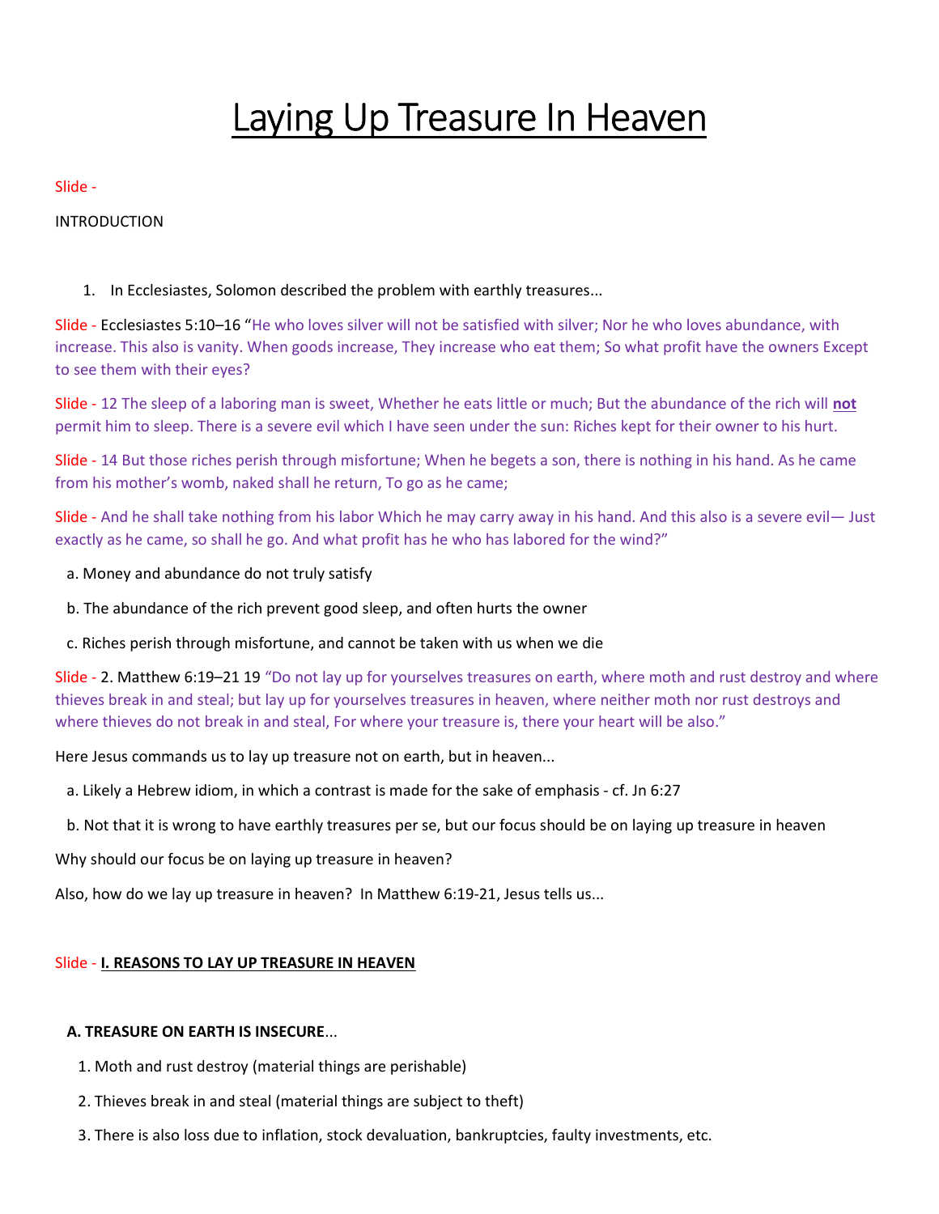# Laying Up Treasure In Heaven

Slide -

INTRODUCTION

1. In Ecclesiastes, Solomon described the problem with earthly treasures...

Slide - Ecclesiastes 5:10–16 "He who loves silver will not be satisfied with silver; Nor he who loves abundance, with increase. This also is vanity. When goods increase, They increase who eat them; So what profit have the owners Except to see them with their eyes?

Slide - 12 The sleep of a laboring man is sweet, Whether he eats little or much; But the abundance of the rich will **not** permit him to sleep. There is a severe evil which I have seen under the sun: Riches kept for their owner to his hurt.

Slide - 14 But those riches perish through misfortune; When he begets a son, there is nothing in his hand. As he came from his mother's womb, naked shall he return, To go as he came;

Slide - And he shall take nothing from his labor Which he may carry away in his hand. And this also is a severe evil— Just exactly as he came, so shall he go. And what profit has he who has labored for the wind?"

a. Money and abundance do not truly satisfy

b. The abundance of the rich prevent good sleep, and often hurts the owner

c. Riches perish through misfortune, and cannot be taken with us when we die

Slide - 2. Matthew 6:19–21 19 "Do not lay up for yourselves treasures on earth, where moth and rust destroy and where thieves break in and steal; but lay up for yourselves treasures in heaven, where neither moth nor rust destroys and where thieves do not break in and steal, For where your treasure is, there your heart will be also."

Here Jesus commands us to lay up treasure not on earth, but in heaven...

a. Likely a Hebrew idiom, in which a contrast is made for the sake of emphasis - cf. Jn 6:27

b. Not that it is wrong to have earthly treasures per se, but our focus should be on laying up treasure in heaven

Why should our focus be on laying up treasure in heaven?

Also, how do we lay up treasure in heaven? In Matthew 6:19-21, Jesus tells us...

Slide - **I. REASONS TO LAY UP TREASURE IN HEAVEN**

**A. TREASURE ON EARTH IS INSECURE**...

1. Moth and rust destroy (material things are perishable)

2. Thieves break in and steal (material things are subject to theft)

3. There is also loss due to inflation, stock devaluation, bankruptcies, faulty investments, etc.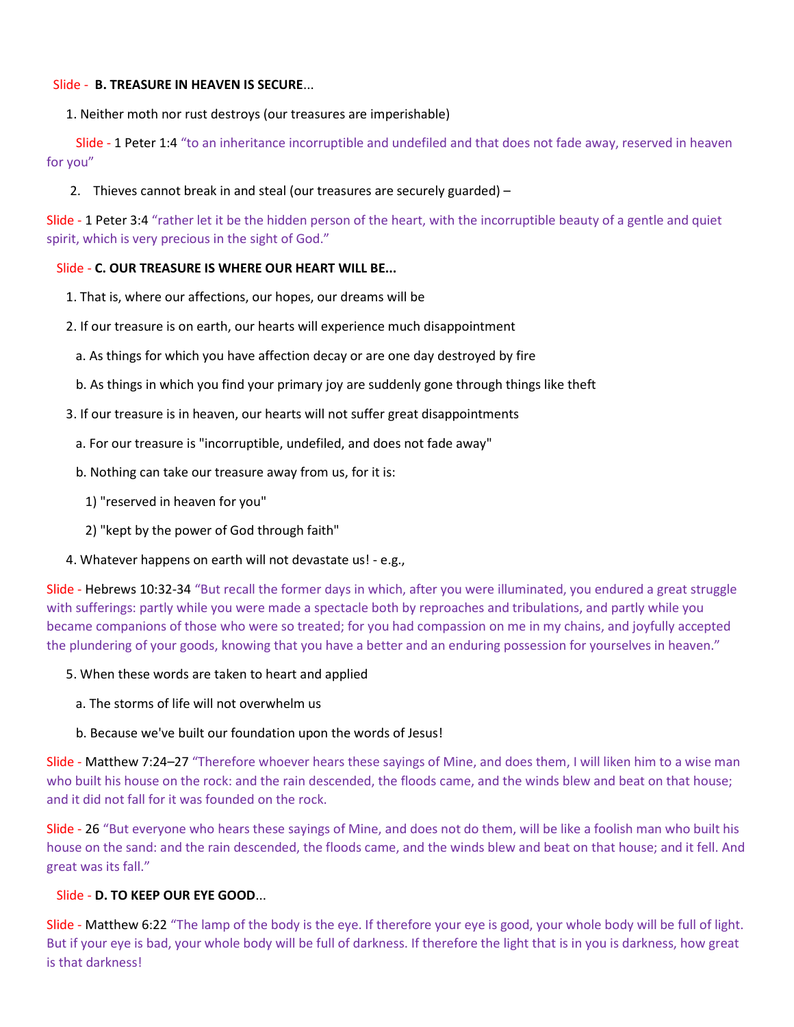Slide - **B. TREASURE IN HEAVEN IS SECURE**...

1. Neither moth nor rust destroys (our treasures are imperishable)

Slide - 1 Peter 1:4 “to an inheritance incorruptible and undefiled and that does not fade away, reserved in heaven for you”

2. Thieves cannot break in and steal (our treasures are securely guarded) –

Slide - 1 Peter 3:4 “rather let it be the hidden person of the heart, with the incorruptible beauty of a gentle and quiet spirit, which is very precious in the sight of God.”

Slide - **C. OUR TREASURE IS WHERE OUR HEART WILL BE...**

1. That is, where our affections, our hopes, our dreams will be
2. If our treasure is on earth, our hearts will experience much disappointment
   a. As things for which you have affection decay or are one day destroyed by fire
   b. As things in which you find your primary joy are suddenly gone through things like theft
3. If our treasure is in heaven, our hearts will not suffer great disappointments
   a. For our treasure is "incorruptible, undefiled, and does not fade away"
   b. Nothing can take our treasure away from us, for it is:
      1) "reserved in heaven for you"
      2) "kept by the power of God through faith"
4. Whatever happens on earth will not devastate us! - e.g.,

Slide - Hebrews 10:32-34 “But recall the former days in which, after you were illuminated, you endured a great struggle with sufferings: partly while you were made a spectacle both by reproaches and tribulations, and partly while you became companions of those who were so treated; for you had compassion on me in my chains, and joyfully accepted the plundering of your goods, knowing that you have a better and an enduring possession for yourselves in heaven.”

5. When these words are taken to heart and applied
   a. The storms of life will not overwhelm us
   b. Because we've built our foundation upon the words of Jesus!

Slide - Matthew 7:24–27 “Therefore whoever hears these sayings of Mine, and does them, I will liken him to a wise man who built his house on the rock: and the rain descended, the floods came, and the winds blew and beat on that house; and it did not fall for it was founded on the rock.

Slide - 26 “But everyone who hears these sayings of Mine, and does not do them, will be like a foolish man who built his house on the sand: and the rain descended, the floods came, and the winds blew and beat on that house; and it fell. And great was its fall.”

Slide - **D. TO KEEP OUR EYE GOOD**...

Slide - Matthew 6:22 “The lamp of the body is the eye. If therefore your eye is good, your whole body will be full of light. But if your eye is bad, your whole body will be full of darkness. If therefore the light that is in you is darkness, how great is that darkness!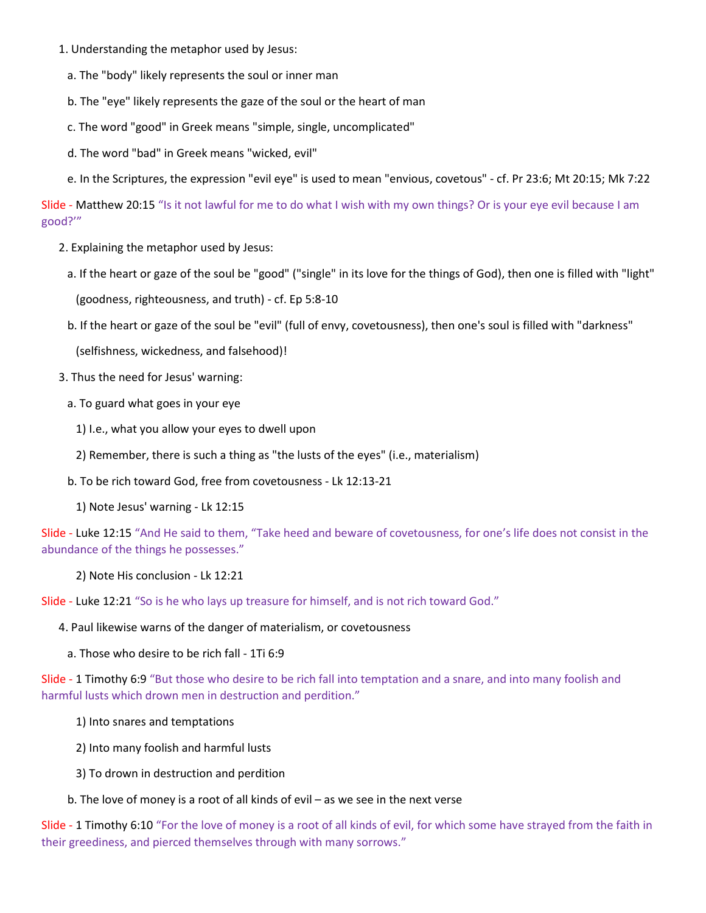1. Understanding the metaphor used by Jesus:

   a. The "body" likely represents the soul or inner man

   b. The "eye" likely represents the gaze of the soul or the heart of man

   c. The word "good" in Greek means "simple, single, uncomplicated"

   d. The word "bad" in Greek means "wicked, evil"

   e. In the Scriptures, the expression "evil eye" is used to mean "envious, covetous" - cf. Pr 23:6; Mt 20:15; Mk 7:22

Slide - Matthew 20:15 "Is it not lawful for me to do what I wish with my own things? Or is your eye evil because I am good?'"

2. Explaining the metaphor used by Jesus:

   a. If the heart or gaze of the soul be "good" ("single" in its love for the things of God), then one is filled with "light" (goodness, righteousness, and truth) - cf. Ep 5:8-10

   b. If the heart or gaze of the soul be "evil" (full of envy, covetousness), then one's soul is filled with "darkness" (selfishness, wickedness, and falsehood)!

3. Thus the need for Jesus' warning:

   a. To guard what goes in your eye

      1) I.e., what you allow your eyes to dwell upon

      2) Remember, there is such a thing as "the lusts of the eyes" (i.e., materialism)

   b. To be rich toward God, free from covetousness - Lk 12:13-21

      1) Note Jesus' warning - Lk 12:15

Slide - Luke 12:15 "And He said to them, "Take heed and beware of covetousness, for one's life does not consist in the abundance of the things he possesses."

      2) Note His conclusion - Lk 12:21

Slide - Luke 12:21 "So is he who lays up treasure for himself, and is not rich toward God."

4. Paul likewise warns of the danger of materialism, or covetousness

   a. Those who desire to be rich fall - 1Ti 6:9

Slide - 1 Timothy 6:9 "But those who desire to be rich fall into temptation and a snare, and into many foolish and harmful lusts which drown men in destruction and perdition."

      1) Into snares and temptations

      2) Into many foolish and harmful lusts

      3) To drown in destruction and perdition

   b. The love of money is a root of all kinds of evil – as we see in the next verse

Slide - 1 Timothy 6:10 "For the love of money is a root of all kinds of evil, for which some have strayed from the faith in their greediness, and pierced themselves through with many sorrows."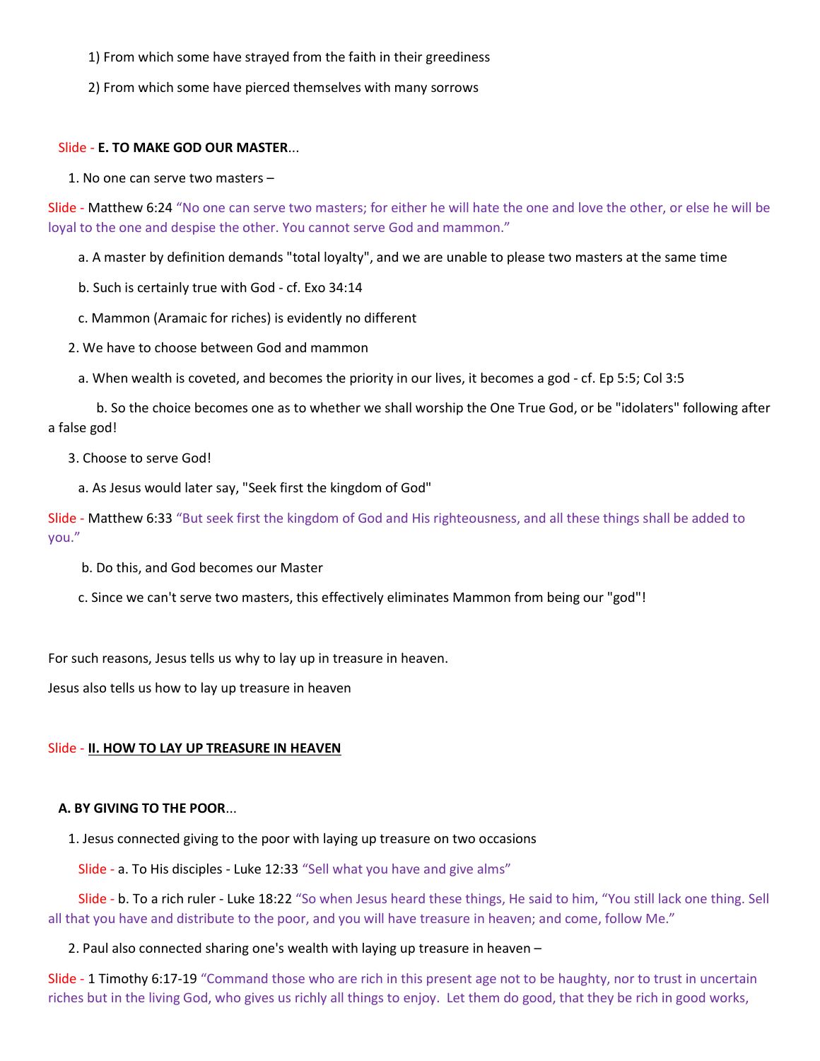1) From which some have strayed from the faith in their greediness

2) From which some have pierced themselves with many sorrows

Slide - **E. TO MAKE GOD OUR MASTER**...

1. No one can serve two masters –

Slide - Matthew 6:24 "No one can serve two masters; for either he will hate the one and love the other, or else he will be loyal to the one and despise the other. You cannot serve God and mammon."

a. A master by definition demands "total loyalty", and we are unable to please two masters at the same time

b. Such is certainly true with God - cf. Exo 34:14

c. Mammon (Aramaic for riches) is evidently no different

2. We have to choose between God and mammon

a. When wealth is coveted, and becomes the priority in our lives, it becomes a god - cf. Ep 5:5; Col 3:5

b. So the choice becomes one as to whether we shall worship the One True God, or be "idolaters" following after a false god!

3. Choose to serve God!

a. As Jesus would later say, "Seek first the kingdom of God"

Slide - Matthew 6:33 "But seek first the kingdom of God and His righteousness, and all these things shall be added to you."

b. Do this, and God becomes our Master

c. Since we can't serve two masters, this effectively eliminates Mammon from being our "god"!

For such reasons, Jesus tells us why to lay up in treasure in heaven.

Jesus also tells us how to lay up treasure in heaven

Slide - **<u>II. HOW TO LAY UP TREASURE IN HEAVEN</u>**

**A. BY GIVING TO THE POOR**...

1. Jesus connected giving to the poor with laying up treasure on two occasions

Slide - a. To His disciples - Luke 12:33 "Sell what you have and give alms"

Slide - b. To a rich ruler - Luke 18:22 "So when Jesus heard these things, He said to him, "You still lack one thing. Sell all that you have and distribute to the poor, and you will have treasure in heaven; and come, follow Me."

2. Paul also connected sharing one's wealth with laying up treasure in heaven –

Slide - 1 Timothy 6:17-19 "Command those who are rich in this present age not to be haughty, nor to trust in uncertain riches but in the living God, who gives us richly all things to enjoy. Let them do good, that they be rich in good works,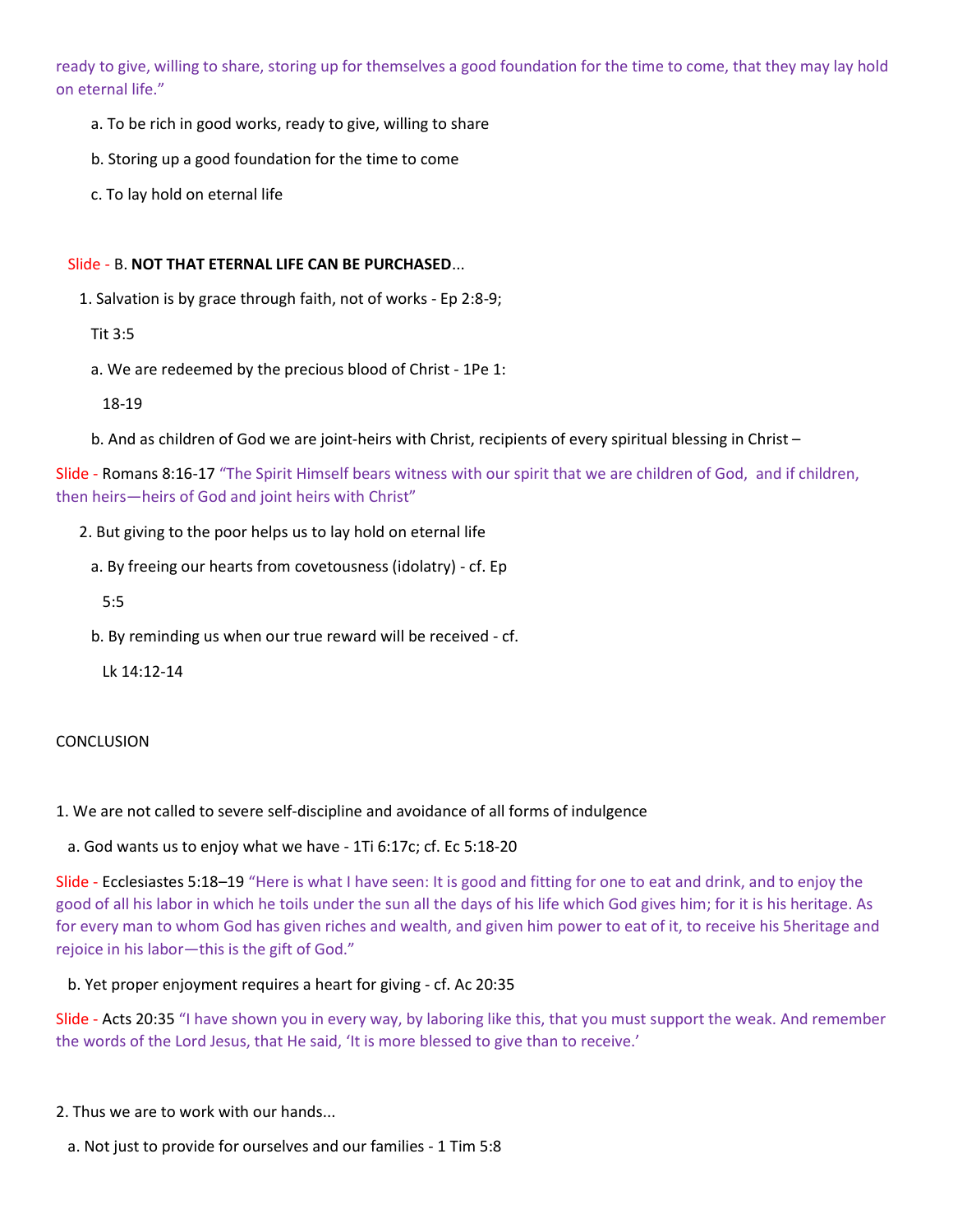ready to give, willing to share, storing up for themselves a good foundation for the time to come, that they may lay hold on eternal life."

a. To be rich in good works, ready to give, willing to share

b. Storing up a good foundation for the time to come

c. To lay hold on eternal life

Slide - B. **NOT THAT ETERNAL LIFE CAN BE PURCHASED**...

1. Salvation is by grace through faith, not of works - Ep 2:8-9; Tit 3:5

a. We are redeemed by the precious blood of Christ - 1Pe 1:18-19

b. And as children of God we are joint-heirs with Christ, recipients of every spiritual blessing in Christ –

Slide - Romans 8:16-17 "The Spirit Himself bears witness with our spirit that we are children of God, and if children, then heirs—heirs of God and joint heirs with Christ"

2. But giving to the poor helps us to lay hold on eternal life

a. By freeing our hearts from covetousness (idolatry) - cf. Ep 5:5

b. By reminding us when our true reward will be received - cf. Lk 14:12-14

CONCLUSION

1. We are not called to severe self-discipline and avoidance of all forms of indulgence

a. God wants us to enjoy what we have - 1Ti 6:17c; cf. Ec 5:18-20

Slide - Ecclesiastes 5:18–19 "Here is what I have seen: It is good and fitting for one to eat and drink, and to enjoy the good of all his labor in which he toils under the sun all the days of his life which God gives him; for it is his heritage. As for every man to whom God has given riches and wealth, and given him power to eat of it, to receive his 5heritage and rejoice in his labor—this is the gift of God."

b. Yet proper enjoyment requires a heart for giving - cf. Ac 20:35

Slide - Acts 20:35 "I have shown you in every way, by laboring like this, that you must support the weak. And remember the words of the Lord Jesus, that He said, 'It is more blessed to give than to receive.'

2. Thus we are to work with our hands...

a. Not just to provide for ourselves and our families - 1 Tim 5:8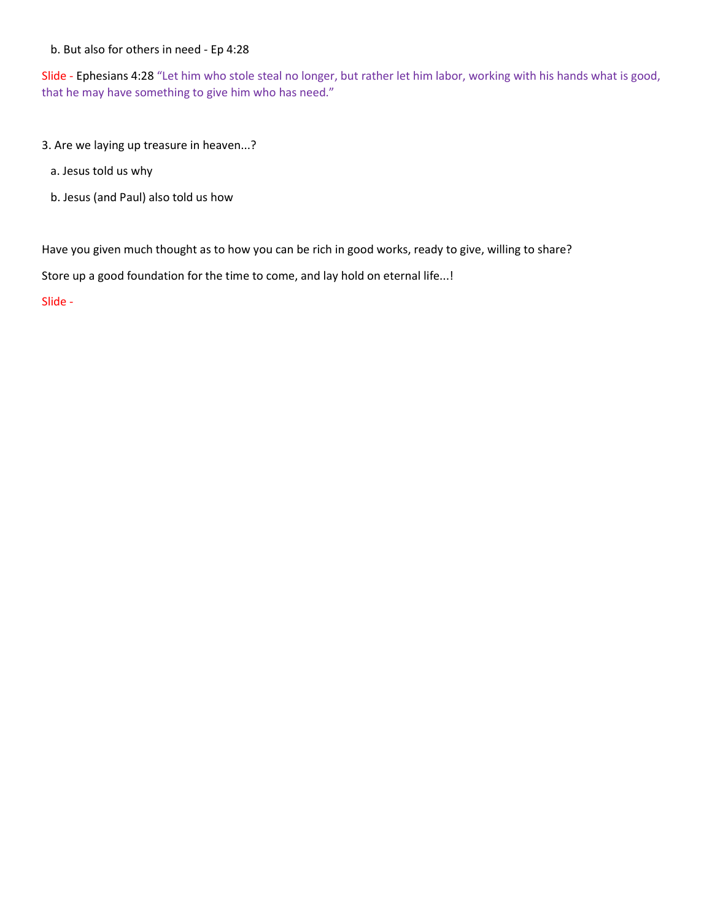b. But also for others in need - Ep 4:28

Slide - Ephesians 4:28 "Let him who stole steal no longer, but rather let him labor, working with his hands what is good, that he may have something to give him who has need."

3. Are we laying up treasure in heaven...?

a. Jesus told us why

b. Jesus (and Paul) also told us how

Have you given much thought as to how you can be rich in good works, ready to give, willing to share?

Store up a good foundation for the time to come, and lay hold on eternal life...!

Slide -